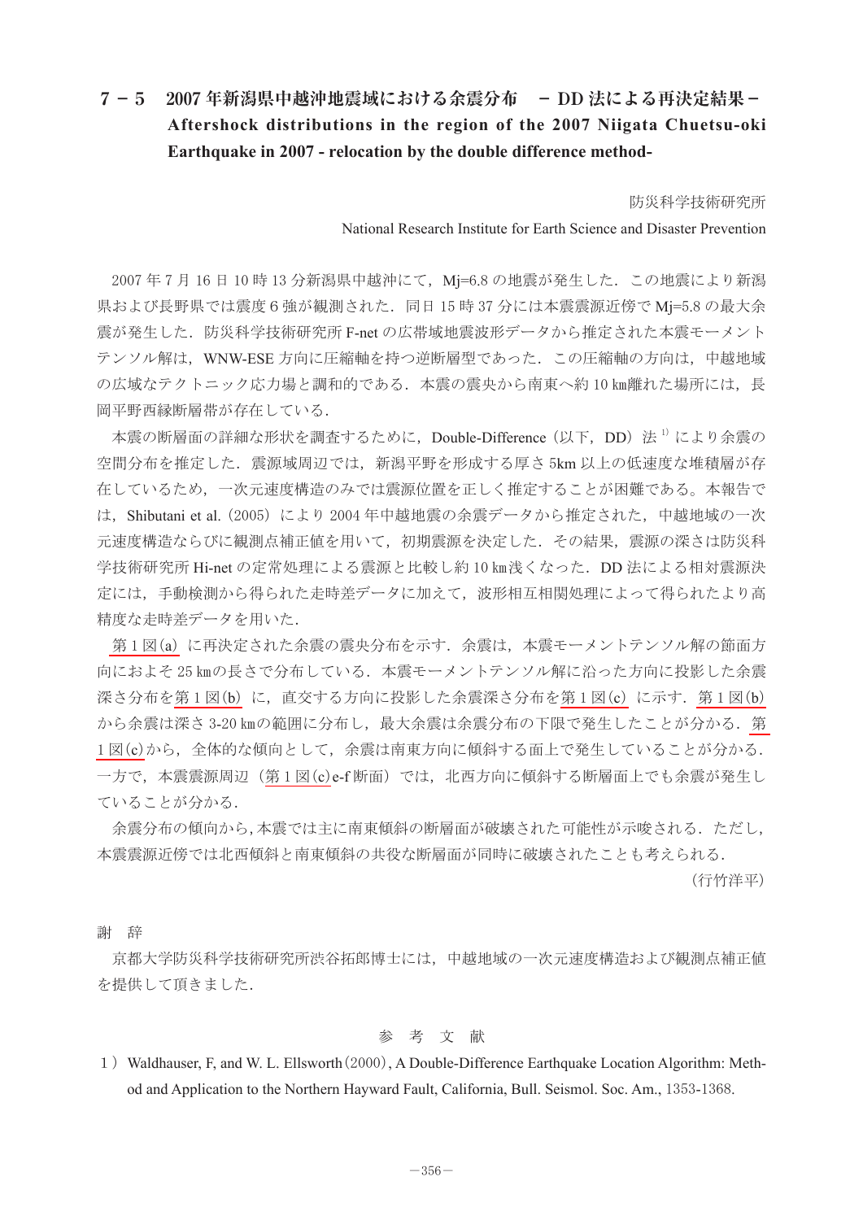# 7－5　2007年新潟県中越沖地震域における余震分布　－ DD法による再決定結果－ Aftershock distributions in the region of the 2007 Niigata Chuetsu-oki Earthquake in 2007 - relocation by the double difference method-

防災科学技術研究所

National Research Institute for Earth Science and Disaster Prevention

2007年7月16日10時13分新潟県中越沖にて，Mj=6.8の地震が発生した．この地震により新潟県および長野県では震度6強が観測された．同日15時37分には本震震源近傍でMj=5.8の最大余震が発生した．防災科学技術研究所F-netの広帯域地震波形データから推定された本震モーメントテンソル解は，WNW-ESE方向に圧縮軸を持つ逆断層型であった．この圧縮軸の方向は，中越地域の広域なテクトニック応力場と調和的である．本震の震央から南東へ約10 ㎞離れた場所には，長岡平野西縁断層帯が存在している．

本震の断層面の詳細な形状を調査するために，Double-Difference（以下，DD）法[1]により余震の空間分布を推定した．震源域周辺では，新潟平野を形成する厚さ5km以上の低速度な堆積層が存在しているため，一次元速度構造のみでは震源位置を正しく推定することが困難である。本報告では，Shibutani et al.（2005）により2004年中越地震の余震データから推定された，中越地域の一次元速度構造ならびに観測点補正値を用いて，初期震源を決定した．その結果，震源の深さは防災科学技術研究所Hi-netの定常処理による震源と比較し約10 ㎞浅くなった．DD法による相対震源決定には，手動検測から得られた走時差データに加えて，波形相互相関処理によって得られたより高精度な走時差データを用いた．

第1図(a)に再決定された余震の震央分布を示す．余震は，本震モーメントテンソル解の節面方向におよそ25 ㎞の長さで分布している．本震モーメントテンソル解に沿った方向に投影した余震深さ分布を第1図(b)に，直交する方向に投影した余震深さ分布を第1図(c)に示す．第1図(b)から余震は深さ3-20 ㎞の範囲に分布し，最大余震は余震分布の下限で発生したことが分かる．第1図(c)から，全体的な傾向として，余震は南東方向に傾斜する面上で発生していることが分かる．一方で，本震震源周辺（第1図(c)e-f断面）では，北西方向に傾斜する断層面上でも余震が発生していることが分かる．

余震分布の傾向から，本震では主に南東傾斜の断層面が破壊された可能性が示唆される．ただし，本震震源近傍では北西傾斜と南東傾斜の共役な断層面が同時に破壊されたことも考えられる．

（行竹洋平）

## 謝　辞

京都大学防災科学技術研究所渋谷拓郎博士には，中越地域の一次元速度構造および観測点補正値を提供して頂きました．

## 参　考　文　献

1）Waldhauser, F, and W. L. Ellsworth（2000）, A Double-Difference Earthquake Location Algorithm: Method and Application to the Northern Hayward Fault, California, Bull. Seismol. Soc. Am., 1353-1368.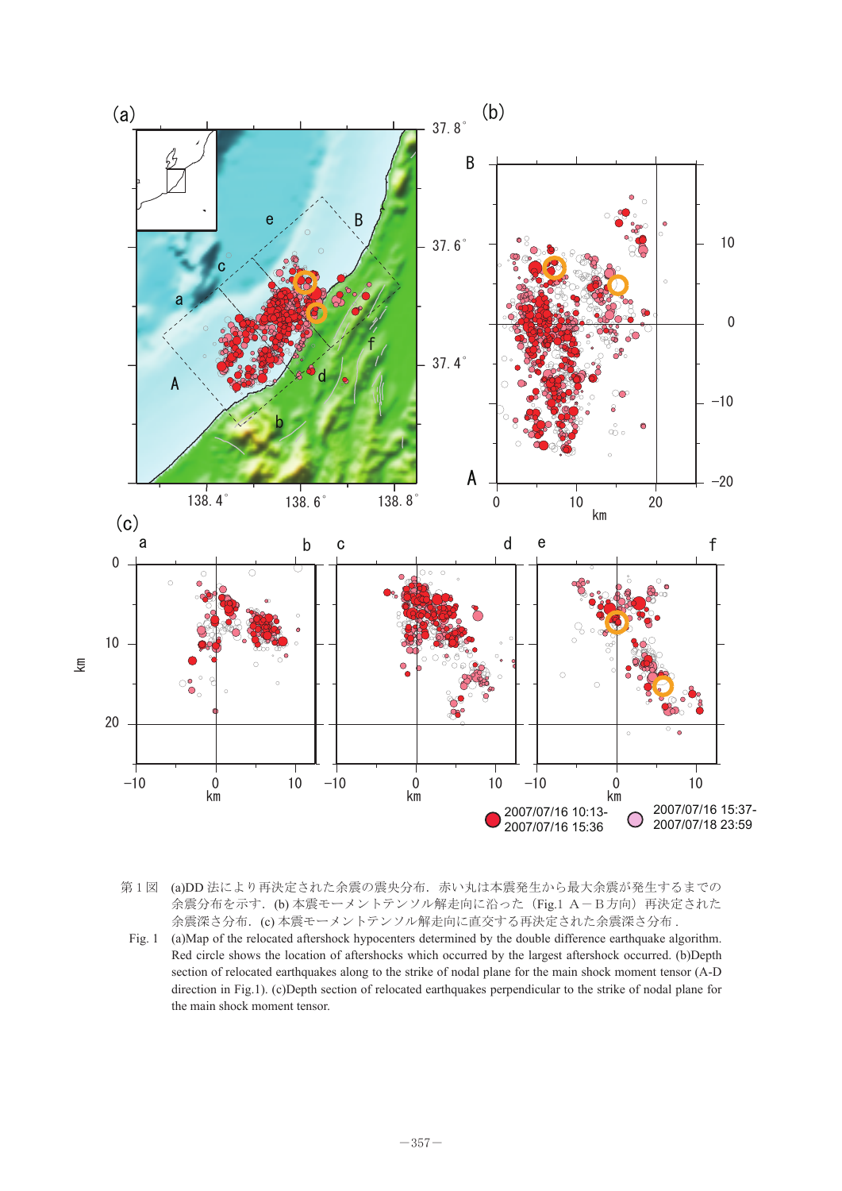(a)

37.8°

37.6°

37.4°

138.4°　138.6°　138.8°

e　B　c　a　A　d　f　b

(b)

B

10

0

−10

−20

A

0　10　20

km

(c)

a　b　c　d　e　f

0

10

20

km

−10　0　10　−10　0　10　−10　0　10

km　km　km

2007/07/16 10:13-
2007/07/16 15:36

2007/07/16 15:37-
2007/07/18 23:59

第１図　(a)DD 法により再決定された余震の震央分布．赤い丸は本震発生から最大余震が発生するまでの余震分布を示す．(b) 本震モーメントテンソル解走向に沿った（Fig.1 A－B 方向）再決定された余震深さ分布．(c) 本震モーメントテンソル解走向に直交する再決定された余震深さ分布．

Fig. 1　(a)Map of the relocated aftershock hypocenters determined by the double difference earthquake algorithm. Red circle shows the location of aftershocks which occurred by the largest aftershock occurred. (b)Depth section of relocated earthquakes along to the strike of nodal plane for the main shock moment tensor (A-D direction in Fig.1). (c)Depth section of relocated earthquakes perpendicular to the strike of nodal plane for the main shock moment tensor.